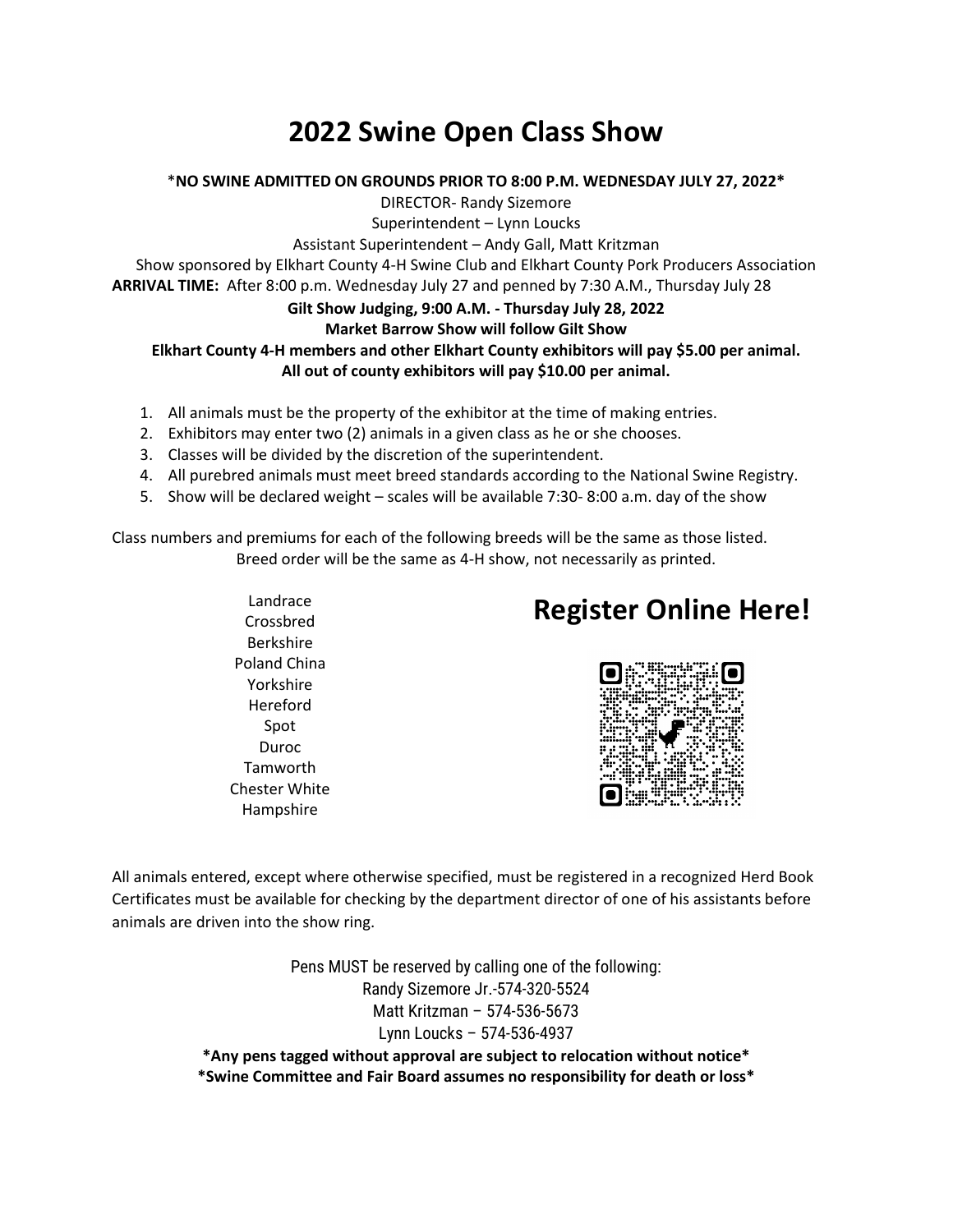# 2022 Swine Open Class Show

**\*NO SWINE ADMITTED ON GROUNDS PRIOR TO 8:00 P.M. WEDNESDAY JULY 27, 2022\***

DIRECTOR- Randy Sizemore

Superintendent – Lynn Loucks

Assistant Superintendent – Andy Gall, Matt Kritzman

Show sponsored by Elkhart County 4-H Swine Club and Elkhart County Pork Producers Association

**ARRIVAL TIME:** After 8:00 p.m. Wednesday July 27 and penned by 7:30 A.M., Thursday July 28

**Gilt Show Judging, 9:00 A.M. - Thursday July 28, 2022**

**Market Barrow Show will follow Gilt Show**

**Elkhart County 4-H members and other Elkhart County exhibitors will pay $5.00 per animal.**

**All out of county exhibitors will pay $10.00 per animal.**

1. All animals must be the property of the exhibitor at the time of making entries.
2. Exhibitors may enter two (2) animals in a given class as he or she chooses.
3. Classes will be divided by the discretion of the superintendent.
4. All purebred animals must meet breed standards according to the National Swine Registry.
5. Show will be declared weight – scales will be available 7:30- 8:00 a.m. day of the show

Class numbers and premiums for each of the following breeds will be the same as those listed. Breed order will be the same as 4-H show, not necessarily as printed.

Landrace
Crossbred
Berkshire
Poland China
Yorkshire
Hereford
Spot
Duroc
Tamworth
Chester White
Hampshire

## Register Online Here!

All animals entered, except where otherwise specified, must be registered in a recognized Herd Book Certificates must be available for checking by the department director of one of his assistants before animals are driven into the show ring.

Pens MUST be reserved by calling one of the following:

Randy Sizemore Jr.-574-320-5524

Matt Kritzman – 574-536-5673

Lynn Loucks – 574-536-4937

**\*Any pens tagged without approval are subject to relocation without notice\***

**\*Swine Committee and Fair Board assumes no responsibility for death or loss\***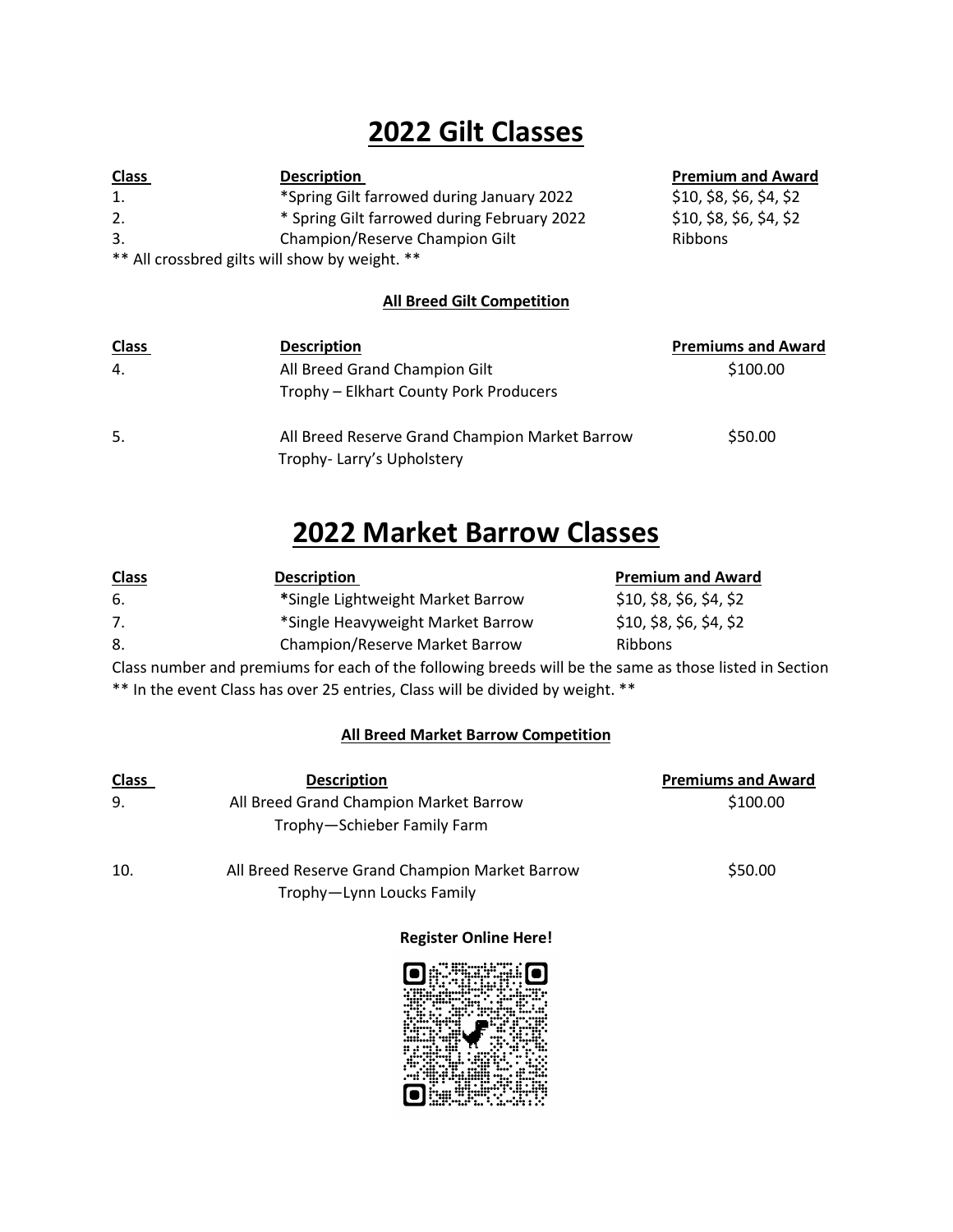# 2022 Gilt Classes

| Class | Description | Premium and Award |
| --- | --- | --- |
| 1. | *Spring Gilt farrowed during January 2022 | $10, $8, $6, $4, $2 |
| 2. | * Spring Gilt farrowed during February 2022 | $10, $8, $6, $4, $2 |
| 3. | Champion/Reserve Champion Gilt | Ribbons |

** All crossbred gilts will show by weight. **

### All Breed Gilt Competition

| Class | Description | Premiums and Award |
| --- | --- | --- |
| 4. | All Breed Grand Champion Gilt<br>Trophy – Elkhart County Pork Producers | $100.00 |
| 5. | All Breed Reserve Grand Champion Market Barrow<br>Trophy- Larry's Upholstery | $50.00 |

# 2022 Market Barrow Classes

| Class | Description | Premium and Award |
| --- | --- | --- |
| 6. | *Single Lightweight Market Barrow | $10, $8, $6, $4, $2 |
| 7. | *Single Heavyweight Market Barrow | $10, $8, $6, $4, $2 |
| 8. | Champion/Reserve Market Barrow | Ribbons |

Class number and premiums for each of the following breeds will be the same as those listed in Section

** In the event Class has over 25 entries, Class will be divided by weight. **

### All Breed Market Barrow Competition

| Class | Description | Premiums and Award |
| --- | --- | --- |
| 9. | All Breed Grand Champion Market Barrow<br>Trophy—Schieber Family Farm | $100.00 |
| 10. | All Breed Reserve Grand Champion Market Barrow<br>Trophy—Lynn Loucks Family | $50.00 |

**Register Online Here!**